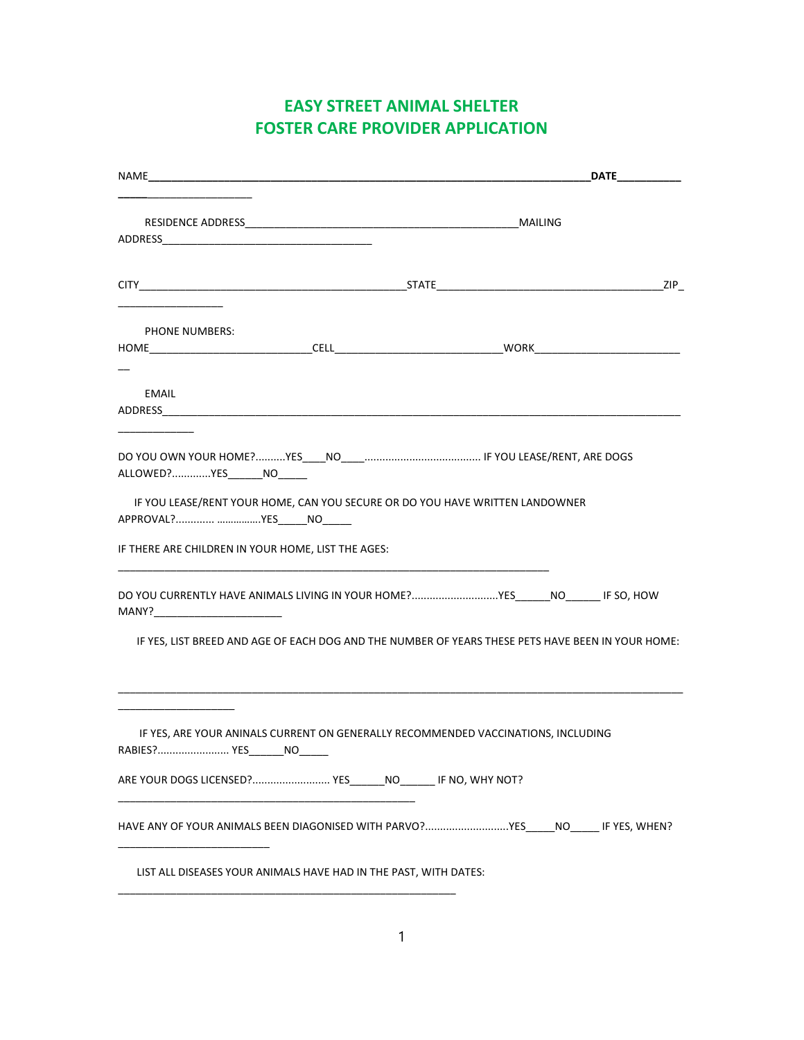# EASY STREET ANIMAL SHELTER
# FOSTER CARE PROVIDER APPLICATION

NAME_______________________________________________________________________**DATE___________**

_____________________

RESIDENCE ADDRESS_____________________________________________MAILING ADDRESS___________________________________

CITY____________________________________________STATE_____________________________________ZIP_

_________________

PHONE NUMBERS:
HOME___________________________CELL____________________________WORK_________________________

__

EMAIL ADDRESS__________________________________________________________________________________

_____________

DO YOU OWN YOUR HOME?..........YES____NO____...................................... IF YOU LEASE/RENT, ARE DOGS ALLOWED?............YES______NO_____

IF YOU LEASE/RENT YOUR HOME, CAN YOU SECURE OR DO YOU HAVE WRITTEN LANDOWNER APPROVAL?............ ................YES_____NO_____

IF THERE ARE CHILDREN IN YOUR HOME, LIST THE AGES:

_______________________________________________________________________

DO YOU CURRENTLY HAVE ANIMALS LIVING IN YOUR HOME?............................YES______NO______ IF SO, HOW MANY?_____________________

IF YES, LIST BREED AND AGE OF EACH DOG AND THE NUMBER OF YEARS THESE PETS HAVE BEEN IN YOUR HOME:

_____________________________________________________________________________________________

___________________

IF YES, ARE YOUR ANINALS CURRENT ON GENERALLY RECOMMENDED VACCINATIONS, INCLUDING RABIES?........................ YES______NO_____

ARE YOUR DOGS LICENSED?.......................... YES______NO______ IF NO, WHY NOT?

_________________________________________________

HAVE ANY OF YOUR ANIMALS BEEN DIAGONISED WITH PARVO?...........................YES_____NO_____ IF YES, WHEN?

_________________________

LIST ALL DISEASES YOUR ANIMALS HAVE HAD IN THE PAST, WITH DATES:

________________________________________________________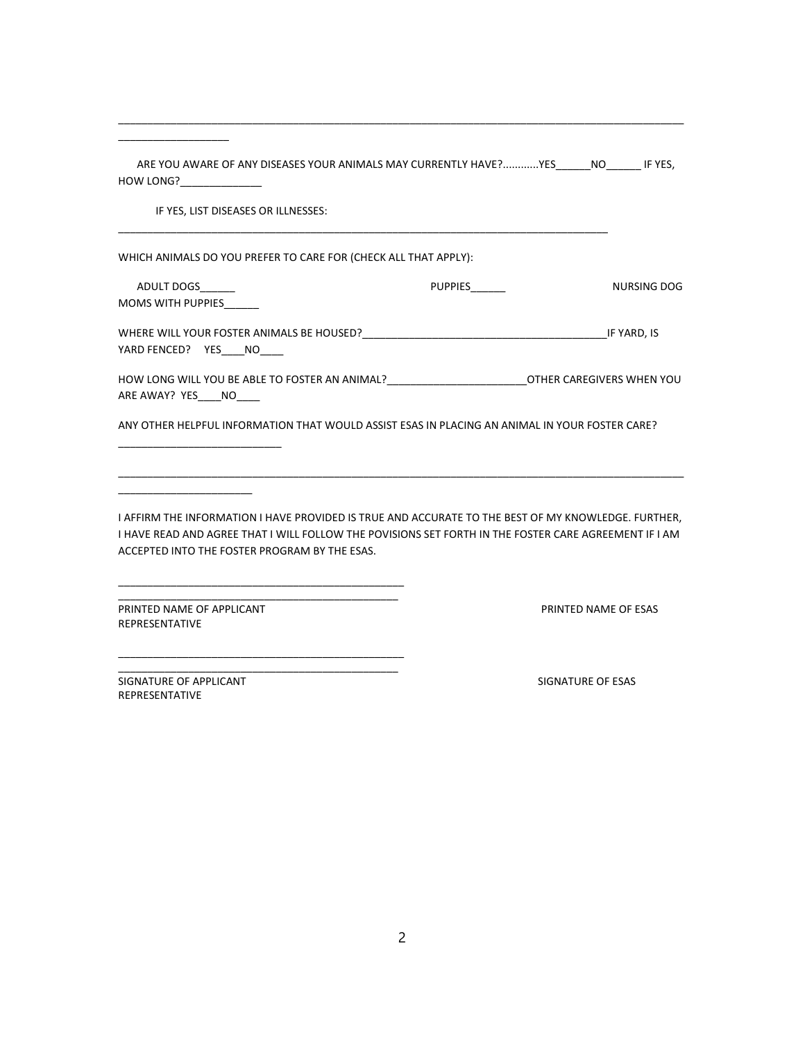______________________________________________________________________________________________________
___________________

ARE YOU AWARE OF ANY DISEASES YOUR ANIMALS MAY CURRENTLY HAVE?............YES______NO______ IF YES, HOW LONG?______________

IF YES, LIST DISEASES OR ILLNESSES:

_______________________________________________________________________________________

WHICH ANIMALS DO YOU PREFER TO CARE FOR (CHECK ALL THAT APPLY):

ADULT DOGS______ PUPPIES______ NURSING DOG MOMS WITH PUPPIES______

WHERE WILL YOUR FOSTER ANIMALS BE HOUSED?__________________________________________IF YARD, IS YARD FENCED? YES____NO____

HOW LONG WILL YOU BE ABLE TO FOSTER AN ANIMAL?________________________OTHER CAREGIVERS WHEN YOU ARE AWAY? YES____NO____

ANY OTHER HELPFUL INFORMATION THAT WOULD ASSIST ESAS IN PLACING AN ANIMAL IN YOUR FOSTER CARE? ____________________________

______________________________________________________________________________________________________
_______________________

I AFFIRM THE INFORMATION I HAVE PROVIDED IS TRUE AND ACCURATE TO THE BEST OF MY KNOWLEDGE. FURTHER, I HAVE READ AND AGREE THAT I WILL FOLLOW THE POVISIONS SET FORTH IN THE FOSTER CARE AGREEMENT IF I AM ACCEPTED INTO THE FOSTER PROGRAM BY THE ESAS.

__________________________________________________
__________________________________________________

PRINTED NAME OF APPLICANT PRINTED NAME OF ESAS REPRESENTATIVE

__________________________________________________
__________________________________________________

SIGNATURE OF APPLICANT SIGNATURE OF ESAS REPRESENTATIVE